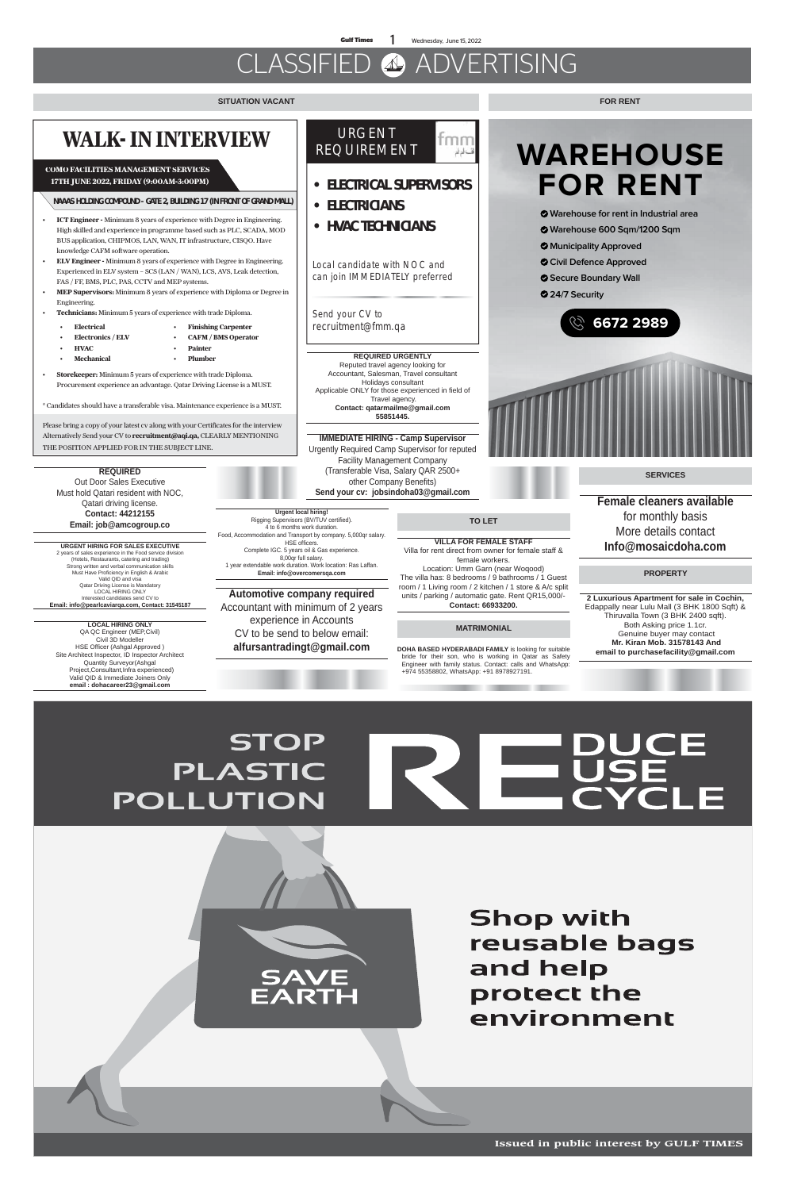# CLASSIFIED ADVERTISING

## SITUATION VACANT

## WALK- IN INTERVIEW

**COMO FACILITIES MANAGEMENT SERVICES**
**17TH JUNE 2022, FRIDAY (9:00AM-3:00PM)**

**NAAAS HOLDING COMPOUND - GATE 2, BUILDING 17 (IN FRONT OF GRAND MALL)**

- **ICT Engineer -** Minimum 8 years of experience with Degree in Engineering. High skilled and experience in programme based such as PLC, SCADA, MOD BUS application, CHIPMOS, LAN, WAN, IT infrastructure, CISQO. Have knowledge CAFM software operation.
- **ELV Engineer -** Minimum 8 years of experience with Degree in Engineering. Experienced in ELV system – SCS (LAN / WAN), LCS, AVS, Leak detection, FAS / FF, BMS, PLC, PAS, CCTV and MEP systems.
- **MEP Supervisors:** Minimum 8 years of experience with Diploma or Degree in Engineering.
- **Technicians:** Minimum 5 years of experience with trade Diploma.
  - **Electrical**
  - **Electronics / ELV**
  - **HVAC**
  - **Mechanical**
  - **Finishing Carpenter**
  - **CAFM / BMS Operator**
  - **Painter**
  - **Plumber**
- **Storekeeper:** Minimum 5 years of experience with trade Diploma. Procurement experience an advantage. Qatar Driving License is a MUST.

* Candidates should have a transferable visa. Maintenance experience is a MUST.

Please bring a copy of your latest cv along with your Certificates for the interview Alternatively Send your CV to **recruitment@aqi.qa,** CLEARLY MENTIONING THE POSITION APPLIED FOR IN THE SUBJECT LINE.

---

## URGENT REQUIREMENT

fmm

- **ELECTRICAL SUPERVISORS**
- **ELECTRICIANS**
- **HVAC TECHNICIANS**

Local candidate with NOC and can join IMMEDIATELY preferred

Send your CV to recruitment@fmm.qa

---

**REQUIRED URGENTLY**
Reputed travel agency looking for Accountant, Salesman, Travel consultant Holidays consultant
Applicable ONLY for those experienced in field of Travel agency.
**Contact: qatarmailme@gmail.com 55851445.**

---

**IMMEDIATE HIRING - Camp Supervisor**
Urgently Required Camp Supervisor for reputed Facility Management Company (Transferable Visa, Salary QAR 2500+ other Company Benefits)
**Send your cv: jobsindoha03@gmail.com**

---

**REQUIRED**
Out Door Sales Executive
Must hold Qatari resident with NOC, Qatari driving license.
**Contact: 44212155**
**Email: job@amcogroup.co**

---

**URGENT HIRING FOR SALES EXECUTIVE**
2 years of sales experience in the Food service division (Hotels, Restaurants, catering and trading)
Strong written and verbal communication skills
Must Have Proficiency in English & Arabic
Valid QID and visa
Qatar Driving License is Mandatory
LOCAL HIRING ONLY
Interested candidates send CV to
**Email: info@pearlcaviarqa.com, Contact: 31545187**

---

**LOCAL HIRING ONLY**
QA QC Engineer (MEP,Civil)
Civil 3D Modeller
HSE Officer (Ashgal Approved )
Site Architect Inspector, ID Inspector Architect
Quantity Surveyor(Ashgal Project,Consultant,Infra experienced)
Valid QID & Immediate Joiners Only
**email : dohacareer23@gmail.com**

---

**Urgent local hiring!**
Rigging Supervisors (BV/TUV certified).
4 to 6 months work duration.
Food, Accommodation and Transport by company. 5,000qr salary.
HSE officers.
Complete IGC. 5 years oil & Gas experience.
8,00qr full salary.
1 year extendable work duration. Work location: Ras Laffan.
**Email: info@overcomersqa.com**

---

**Automotive company required**
Accountant with minimum of 2 years experience in Accounts
CV to be send to below email:
**alfursantradingt@gmail.com**

---

## FOR RENT

# WAREHOUSE FOR RENT

- Warehouse for rent in Industrial area
- Warehouse 600 Sqm/1200 Sqm
- Municipality Approved
- Civil Defence Approved
- Secure Boundary Wall
- 24/7 Security

**6672 2989**

---

## TO LET

**VILLA FOR FEMALE STAFF**
Villa for rent direct from owner for female staff & female workers.
Location: Umm Garn (near Woqood)
The villa has: 8 bedrooms / 9 bathrooms / 1 Guest room / 1 Living room / 2 kitchen / 1 store & A/c split units / parking / automatic gate. Rent QR15,000/-
**Contact: 66933200.**

## MATRIMONIAL

**DOHA BASED HYDERABADI FAMILY** is looking for suitable bride for their son, who is working in Qatar as Safety Engineer with family status. Contact: calls and WhatsApp: +974 55358802, WhatsApp: +91 8978927191.

## SERVICES

**Female cleaners available**
for monthly basis
More details contact
**Info@mosaicdoha.com**

## PROPERTY

**2 Luxurious Apartment for sale in Cochin,**
Edappally near Lulu Mall (3 BHK 1800 Sqft) & Thiruvalla Town (3 BHK 2400 sqft).
Both Asking price 1.1cr.
Genuine buyer may contact
**Mr. Kiran Mob. 31578143 And**
**email to purchasefacility@gmail.com**

---

STOP PLASTIC POLLUTION

REDUCE REUSE RECYCLE

SAVE EARTH

Shop with reusable bags and help protect the environment

Issued in public interest by GULF TIMES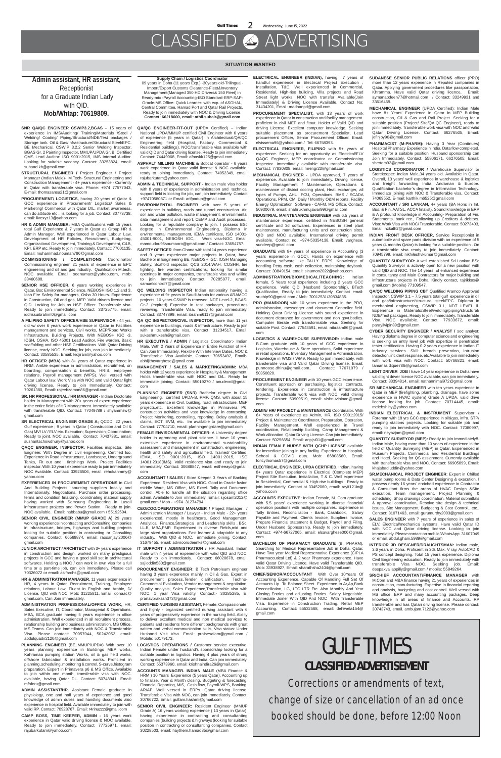# CLASSIFIED ADVERTISING

## SITUATION WANTED

**Admin assistant, HR assistant,**
Receptionist
for a Graduate Indian Lady
with QID.
**Mob/Whtap: 70619809.**

**SNR QA/QC ENGINEER CSWIP3.2,BGAS –** 15 years of experience in IMS/Auditing/ Training/Materials /Steel / Welding/ Coating/ Piping/Structural/NDE/Test packages / Storage tank. Oil & Gas/Infrastructure/Structural Steel/EPC. BE Mechanical, CSWIP 3.2.2 Senior Welding Inspector, BGAS Gr. 2 Painting Inspector, MMUP/UPDA Gr. B ,Certified QMS Lead Auditor: ISO 9001:2015, IMS Internal Auditor. Looking for suitable vacancy. Contact: 33253824, email: suhaad.kb@gmail.com

**STRUCTURAL ENGINEER /** Project Engineer / Project Manager (Indian Male)- M.Tech- Structural Engineering and Construction Management - 4+ years experience - Currently in Qatar with transferable visa. Phone: +974 77577043, E-mail: thomasansu21@gmail.com

**PROCUREMENT/ LOGISTICS,** having 20 years of Qatar & GCC experience in Procurement/ Logistics/ Sales & Marketing/ Commercial with Qatar D/L, market awareness, can do attitude etc .. is looking for a job. Contact: 30773738, email: livexyz13@yahoo.com

**HR & ADMIN MANAGER:** MBA Qualifications with 15 years total Gulf Experience & 7 years in Qatar as Group HR & Admin Manager. Well experienced in Qatar Labour Law, Development of HR Policies, Recruitment, Budgeting, Organizational Development, Training & Development, C&B, KPI, ERP etc. Ready to join immediately. Contact: 77001135, Email: muhammad.nouman786@gmail.com

**COMMISSIONING / COMPLETIONS** Coordinator/ Commissioning engineer. 21 years of experience in EPC engineering and oil and gas industry. Qualification M.tech, NOC available. Email: seenumact@yahoo.com, mob: 33460608.

**SENIOR HSE OFFICER.** 6 years working experience in Qatar. Bsc Environmental Science, NEBOSH IGC 1,2 and 3, Iosh Fire Safety for managers, Osha 30 Hours. Experience in Construction, Oil and gas, MEP. Valid drivers licence and QID. Looking for Job as HSE Officer. Transferable visa. Ready to join immediately. Contact: 33725775, email: iddrissuibrahim0@gmail.com

**A FILIPINO SAFETY OFFICER/HSE SUPERVISOR -** 44 yrs. old w/ over 6 years work experience in Qatar in Facilities management and services, Civil works, MEP/Road Works Infrastructure, Building Projects. With NEBOSH IGC -3, IOSH, OSHA, ISO 45001 Lead Auditor, Fire warden, Basic Scaffolding and other HSE Certifications. With Qatar Driving license, ready NOC. Seeking for job, can join immediately. Contact: 33585535, Email: kidjirani@yahoo.com

**HR OFFICER (MBA)** with 8+ years of Qatar experience in HRM. Amble experience in administration, recruitment, on boarding, compensation & benefits, HRIS, employee relations, Payroll management (WPS). Well versed with Qatar Labour law. Work Visa with NOC and valid Qatar light driving license. Ready to join Immediately. Contact: 70261380, Email: rajeebzaman86@gmail.com

**SR. HR PROFESSIONAL / HR MANAGER -** Indian/ Doctorate holder in Management with 20+ years of expert experience in the entire fields of HR Management. Immediately available with transferable QID. Contact: 77049789 / shyammsw@gmail.com

**SR ELECTRICAL ENGINEER GRADE A;** QCDD 22 years Gulf experience ; 9 years in Qatar ( Construction and Oil & Gas) MV/ LV / ELV etc. Execution; Supervision; Coordination; Ready to join. NOC available.. Contact: 70437381, email: sushantachowdhury@yahoo.com

**QA/QC ENGINEER, INSPECTOR.** Facilities inspector. Site Engineer. With Degree in civil engineering. Certified Iso. Experience in Road infrastructure, Landscape, Underground Tanks, Fit out and finishings Work. Project Facilities inspector. With 10 years experience ready to join immediately NOC available. Contact: 33926506, email: rehokanmmy@yahoo.com

**EXPERIENCED IN PROCUREMENT OPERATIONS** in Civil And Building Projects, sourcing suppliers locally and Internationally, Negotiations, Purchase order processing, terms and condition finalizing, coordinating material supply having worked with Samsung Engineering in Lusail infrastructure projects and Power Station. Ready to join. NOC available. Email: nabbabu@gmail.com / 55192594.

**SENIOR CIVIL ENGINEER (MMUP GRADE A)** 29 years working experience in contracting and Consulting companies in Infrastructure, bridges, highways and building projects looking for suitable position in contracting or Consulting companies. Contact: 66569874, email: raosanjay.2006@gmail.com

**JUNIOR ARCHITECT / ARCHITECT** with 3+ years experience in construction and design, worked on many prestigious projects in GCC and having a good skill set in architectural softwares. Holding a NOC / can work in own visa for a full time or a part-time job, can join immediately. Please call 70326072 or email: asifarchi@gmail.com

**HR & ADMINISTRATION MANAGER.** 11 years experience in HR, 4 years in Qatar, Recruitment, Training, Employee relations, Labour Low, Fluent in English and Arabic, D/ License, QID with NOC. Mob: 31225811, Email: dohaac@gmail.com, Can Join immediately.

**ADMINISTRATION PROFESSIONAL/OFFICE WORK,** HR, Sales Executive, IT, Coordinator, Managerial & Operations. MBA, BCA graduate having 5 years experience in office administration. Well experienced in all recruitment process, relationship building and business administration. MS Office, MS Teams. Can join immediately with NOC & Transferable Visa. Please contact: 70057044, 50242052, email: abdulquadir2120@gmail.com

**PLANNING ENGINEER** (BE,,MMUP/UPDA) With over 10 years planning experience in Buildings MEP works, Kahramaa pumping station Works, oil & gas field works, offshore fabrication & installation works. Proficient in planning, scheduling, monitoring & control, S-curve,histogram preparation. Expert in Primavera p6 & MS Office. Available to join within one month, transferable visa with NOC. available, having Qatar DL. Contact: 50748941, Email: mfhforu@gmail.com

**ADMIN ASSISTANT/HR.** Assistant Female graduate in physiology, one and half years of experience and good knowledge of admin duties and handling documents also experience in hospital field. Available immediately to join with valid RP. Contact: 70928767, Email: r4rinuzzz@gmail.com

**CAMP BOSS, TIME KEEPER, ADMIN -** 16 years work experience in Qatar valid driving license & NOC available. Ready to join immediately. Contact: 77725971, email: rajubarkutam@yahoo.com

**Supply Chain / Logistics Coordinator**
09 years in Doha (11 years Exp.) -30years old-Trilingual-Import/Export Customs Clearance-Fleet&Inventory Management(Managed 350 HD Drivers& 150 Fleet) in Ready-mix -Payroll Accounting-ISO Standard-ERP-SAP-Oracle-MS Office- Quick Learner- with exp. of ASGHAL, Central Committee, Hamad Port and Qatar Rail Projects. Ready to join immediately with NOC & Driving License.
**Contact: 66218600, email: athil.subair@gmail.com**

**QA/QC ENGINEER-FIT-OUT** (UPDA Certified) – Indian National UPDA/MMUP certified Civil Engineer with 6 years of experience (5 years in Qatar) in Architectural/QA/QC Engineering field (Hospital, Factory, Commercial & Residential buildings). NOC/transferable visa available with valid QID and Qatar driving license. Ready to join immediately Contact: 74449068, Email: afnaskk125@gmail.com

**ASPHALT MILLING MACHINE &** Bobcat operator - 6 years work experience in Qatar valid license & NOC available, ready to joining immediately. Contact: 74052349, email: rajubarkutam@yahoo.com

**ADMIN & TECHNICAL SUPPORT -** Indian male visa holder with 8 years of experience in administration and technical support field is looking for job, can join immediately. Contact +97470580871 or Email- anifpadup@gmail.com

**ENVIRONMENTAL ENGINEER** with over 5 years of experience in building, roads and tunnel construction. Air, soil and water pollution, waste management, environmental data management and report, CEMP and Audit processes.. Looking for a reputable company to join. I possess BSc degree in Environmental Engineering, Diploma in environmental management, IEMA certificate, ISO 14001-45001-9001, NEBOSH IGC.. Work visa-NOC. Email: mamoudou95soumaoro@gmail.com / Contact: 33654757.

**SAFETY OFFICER** from Ghana with total 14 years experience and 9 years experience major projects in Qatar, have Bachelor in Engineering BE, NEBOSH IGC, IOSH Managing Safely, Scaffold inspector, QCS 2014,WAH, COSHH, fire fighting, fire warden certifications, looking for similar openings in major companies, transferable visa and willing to join immediately. Contact: 70285977, email: samuelcontrol7@gmail.com

**QC WELDING INSPECTOR** Indian nationality having a experience of 9+ years in Saudi Arabia for various ARAMCO projects. 10 years CSWIP is renewed, NDT Level-2, BGAS-Gr-2 (expired) Expertise in test packages, procedures reviewing. Transferable Visa, ready to join immediately. Contact: 33747899, email: ibrahim6117@gmail.com

**QA QC INSPECTOR/CIVIL INSPECTOR,** more than 11 yrs experience in buildings, roads & infrastructure. Ready to join with a transferable visa. Contact: 31234517, Email: sukeshmukesh@gmail.com

**HR EXECUTIVE / ADMIN /** Logistics Coordinator:- Indian Male. With 2 Years of Experience in Entire Function of HR, Can Join Immediately, Flexible With Interview Dates, NOC & Transferable Visa Available. Contact: 70653492, Email:- abhijithcvarghese@gmail.com

**MANAGEMENT / SALES & MARKETING/ADMIN:** MBA holder with 12 years experience in Hospitality & Management. Holds transferable visa with NOC and D/L. Ready for immediate joining. Contact: 55019270 / anudevrd@gmail.com

**PLANNING ENGINEER (SNR)** Bachelor degree in Civil Engineering, certified UPDA-B, PMP, QMS, with about 15 years experience in Civil, building, road, infrastructure, MEP projects,etc. Excellent knowledge in Primavera P6, construction activities and vast knowledge in contracting, Project Monitoring, controlling, reporting. Delay analysis & claims, EOT, EVM, etc. Im available to join immediately. Contact: 77704710, email: planningengrdare@gmail.com

**FEMALE ENVIRONMENTAL OFFICER:** A University degree holder in agronomy and plant science. I have 10 years extensive experience in environmental sustainability assessment and management in construction, engineering, health and safety and agricultural field. Trained/ Certified: IEMA, ISO 9001:2015, ISO 14001:2015, ISO 14001:2018(IMS). Valid residence visa and ready to join immediately. Contact: 30688847, email: estheeayo@gmail.com

**ACCOUNTANT / SALES /** Store Keeper. 3 Years of Banking Experience. Resident Visa with NOC. Good in Oracle fusion middle Ware, MS Office, MS Excel, Tally and Document control. Able to handle all the situation regarding office admin. Available to Join immediately. Email: sijosam2012@gmail.com / Mob - +974 31274794.

**CEO/COO/OPERATIONS MANAGER /** Project Manager / Administration Manager / Lawyer - Indian Male - 22+ years experienced, mostly in healthcare. Good Management, Analytical, Finance,Strategical and Leadership skills. BSc, LL.B, MBA,PMP. Experienced in diverse Fields,mid and large sized organizations. Fast learner & adaptable to any industry. With QID & NOC, immediate joining. Contact: 31679455, email: advnooruldeenks@gmail.com

**IT SUPPORT / ADMINISTRATION /** HR Assistant. Indian male with 4 years of experience with valid QID and NOC, Ready to join immediately. Contact: 66020678, email: sajioddin580@gmail.com

**PROCUREMENT ENGINEER:** B Tech Petroleum engineer having 3 years experience mainly in Oil & Gas. Expert in procurement process,Tender clarification, Techno-Commercial Evaluation, Vendor management & negotiation, Quality analysis, Sales Experience,Transferable visa with NOC. 1 year Visa validity. Contact:- 30285285, E: pranavprakash373@gmail.com

**CERTIFIED NURSING ASSISTANT,** Female, Compassionate, and highly - organized certified nursing assistant with 6 years of progressively experience in the nursing field. Ability to deliver excellent medical and non medical services to patients and residents from different backgrounds with great written and verbal communication skills. Visa status: Under Husband Visit Visa. Email: praisesalam@gmail.com / Mobile: 50179173.

**LOGISTICS OPERATIONS /** Customer service executive. Indian Female under husband's sponsorship looking for a suitable position in logistics. Having 4 plus years of strong working experience in Qatar and India. Can join immediately. Contact: 55373960, email: krishnaindira26@gmail.com

**ACCOUNTS MANAGER. INDIAN MALE** (MBA Finance & HRM ) 10 Years Experience (5 years Qatar). Accounting up to finalize, Year & Month closing, Budgeting & forecasting, Financial Reporting, MIS, Cash flow, Payroll-WPS, Banking, AR/AP. Well versed in ERPs. Qatar driving license. Transferable Visa with NOC, can join Immediately. Contact: 30766722, Email: gulfam.hashmi@gmail.com

**SENIOR CIVIL ENGINEER:** Resident Engineer (MMUP Grade A) 16 years working experience ( 13 years in Qatar), having experience in contracting and consultanting companies (building projects & highways ),looking for suitable position in contracting or consultanting companies. Contact: 30228503, email: haythem.hamad85@gmail.com

**ELECTRICAL ENGINEER (INDIAN),** having 7 years of handful experience in Electrical Project Execution , Installation, T&C. Well experienced in Commercial, Residential, High-rise building, Villa projects and Road Street light works. NOC with transfer Available(Join Immediately) & Driving License Available. Contact No: 31434201, Email: madhanpd@gmail.com

**PROCUREMENT SPECIALIST,** with 13 years of work experience in Qatar in construction and facility management. proficient in civil MEP and fitout. Holder of Valid QID and driving License. Excellent computer knowledge. Seeking suitable placement as procurement Specialist, Lead procurement Officer, Senior Procurement Officer. Email: elvissema96@yahoo.com / Tel: 66758393.

**ELECTRICAL ENGINEER, FILIPINO** with 5+ years of experience. Seeking for an opportunity as Electrical/ELV QAQC Engineer, MEP coordinator or Commissioning Inspector. Immediately available with transferable visa. Contact: 77830808, email: mrengr23@gmail.com

**MECHANICAL ENGINEER -** UPDA approved, 7 years of experience. Available to join immediately. Driving license, Facility Management / Maintenance, Operations & maintenance of district cooling plant, Heat exchanger, all types of Pumps, AHU, FCU, Operations. BMS / SCADA Operations, PPM, CM, Daily / Monthly O&M reports, Facility Energy Optimization. Software - CAFM, MS Office. Contact: 50930679, email: shahrukhmujawar99@gmail.com

**INDUSTRIAL MAINTENANCE ENGINEER** with 6.5 years of maintenance experience, certified in NEBOSH general certificate and 3d softwares. Experienced in steel plant maintenance, manufacturing units and construction sites. QID and NOC available. International driving permit available. Contact no: +974-50354138, Email: varghese.sundeep@gmail.com

**GRADUATE** with 8+ years of experience in Accounting (3 years experience in GCC). Hands on experience with accounting software like TALLY ERP9. Knowledge of handling Petty cash, cash collection, maintaining daybook. Contact: 30849154, email: sinumon2022@yahoo.com

**ADMINISTRATION/BIOMEDICAL/TEACHING:** Indian female, 5 Years total experience including 2 years GCC experience. Valid QID (Husband Sponsorship), BTech Qualification, Ready to join immediately. Contact email: sruthip90@gmail.com / Mob: 70012531/30834835.

**PRO (MANDOOB)** with 10 years experience in the PRO, administration, messenger and document Controller field. Holding Qatar Driving License with sound experience in document clearance for government and non govt.bodies. Computer literate with transformable visa. Seeking for suitable Post. Contact: 77543591, email: nibrasm86@gmail.com

**LOGISTICS & WAREHOUSE SUPERVISOR:** Indian male B.Com graduate with 10 years of GCC experience in Logistics, Warehouse & Store operations, Solid experience in retail operations, Inventory Management & Administration. Knowledge in WMS / WM9. Ready to join immediately, with transferable visa and Valid Qatar Driving license. Email: punnoose.dhinu@gmail.com, Contact: 77671079 / 50350820.

**PROCUREMENT ENGINEER** with 10 years GCC experience. Constituent approach on purchasing, logistics, contracts, tendering. Experience in construction & infrastructure projects. Transferable work visa with NOC, valid driving license. Contact: 50909519, email: vishnuvipinan@gmail.com

**ADMIN/ HR/ PROJECT & MAINTENANCE** Coordinator. With 6+ Years of experience as Admin, HR, ISO 9001:2015/ Project & Maintenance Coordinator, Preparation, Operation, Facility Management, Well experienced in Travel coordination, Relationship building, Camp Management & Work allocation. Qatar Driving License. Can join immediately. Contact: 50256654, Email: anpjsi01@gmail.com

**INDIAN FEMALE NURSE WITH QCHP LICENSE** available for immediate joining in any facility. Experience in Hospital, School & COVID duty. Mob: 66808560, Email: foncythomas57@gmail.com

**ELECTRICAL ENGINEER, UPDA CERTIFIED.** Indian, having 8+ years Qatar experience in Electrical (Complete MEP) Project Site Execution, Installation, T & C. Well experience in Residential, Commercial & High-rise buildings . Ready to join immediately. Contact at 33452060, email: rayif121in@yahoo.co.in

**ACCOUNTS EXECUTIVE:** Indian Female, M. Com graduate with 5.5 years' experience working in diverse financial/ operation positions with multiple companies. Experience in Tally Entries, Reconciliation - Bank, Cashbook, Salary Payable and Payment, Clients Invoice, Suppliers Invoice, Prepare Financial statement & Budget, Payroll and Filing. Under Husband Sponsorship. Ready to join immediately. Contact: +974-66727065, email: elsavarghese006@gmail.com

**BACHELOR OF PHARMACY GRADUATE** (B. PHARM). Searching for Medical Representative Job in Doha, Qatar. Have Two year Medical Representative Experience (CIPLA Pharmaceutical Ltd) & 2 year Pharmacy experience. Have valid Qatar Driving Licence. Have valid Transferable QID. Mob: 33938927, Email: sharathsha2404@gmail.com

**CHIEF/SENIOR/ACCOUNTANT** With Over 10Years Of Accounting Experience. Capable Of Handling Full Set Of Accounts Up To Balance Sheet. Experience In Ar,Ap,Bank Reconciliation, LG, LTC LTR Etc. Also Monthly And Year Closing Entries and adjusting Entries. Salary Negotiable. Immediate Joiner With QID And NOC With Transferable Visa. Experience in Construction Trading, Retail MEP Accounting. Contact: 55532568, email: dehiwela154@gmail.com

**SUDANESE SENIOR PUBLIC RELATIONS** officer (PRO) more than 12 years experience in Reputed companies in Qatar. Applying government procedures like passportation, Khramma. Have valid Qatar driving license. Email: aymanabdeen77@hotmail.com / Contact: 33249931 and 33616469.

**MECHANICAL ENGINEER** (UPDA Certified): Indian Male have 8+ Years' Experience in Qatar in MEP Building construction, Oil & Gas and Rail Project. Seeking for a suitable position (Project/ Site/QA,QC Engineer), ready to join immediately. Transferable work visa with NOC and Valid Qatar Driving License. Contact: 66276505, Email: jofinjoy90@gmail.com

**PHARMACIST (M-PHARM):** Having 3 Year (Continues) Hospital Pharmacy Experience in India. Data flow completed. Seeking for a suitable position. Husband sponsorship can Join Immediately. Contact: 55806171, 66276505; Email: shertom92@gmail.com

**LOGISTICS COORDINATOR /** Warehouse Supervisor or Storekeeper: Indian Male,34 years old. Available in Qatar. Overall, 13 years' well experience in warehouse & logistics and freight forwarding India, Andaman & Europe. Qualification bachelor's degree in Information Technology. Immediate joining with NOC & Transferable visa. Contact: 74069552, E-mail: karthik.m6525@gmail.com

**ACCOUNTANT / SRI LANKAN,** 4+ years (BA Hons in Int. Bus. & Fin, AATSL, ACCA finalist). Sound knowledge in ERP & A profound knowledge in Accounting- Preparation of Fin. Statements, bank rec., Following up Creditors & debtors. Visa: Work Visa with NOC/ Transferable. Contact: 50273403, Email: nzkalh2@gmail.com

**INDIAN FRONT DESK OFFICER,** Service Receptionist in automobile and spare parts division with an experience of 5 years (4 months Qatar) is looking for a suitable position . On a transferable visa ready to join immediately. Contact: 70945799, email: nikhileshvkumar@gmail.com

**QUANTITY SURVEYOR:** A well established Sri Lankan BSc Quantity Surveyor is actively open for a new position with valid QID and NOC. The 14 years of enhanced experience in consultancy and Main Contractors for major building and infrastructure projects in Doha. Kindly contact, tajrikkas@gmail.com (Mobile) 77109547.

**QA/QC WELDING PIPING CBT** Qualified Aramco Approved Inspector; CSWIP 3.1 – 7.5 years total gulf experience in oil and gas/infrastructure/structural steel/EPC. Diploma in mechanical engineering, CSWIP 3.1, NDT LEVEL II. Experience in Materials/Steel/welding/piping/structural/ NDE/Test packages. Ready to join immediately. Transferable Visa, NOC available. Contact: 77933672, email: parayilvipin89@gmail.com

**CYBER SECURITY ENGINEER / ANALYST /** soc analyst: Having diploma degree in computer science and engineering is seeking an entry level job with expertize in penetration tester certification. Having 0-2 years experience in Indian IT industry services. Skill: breach prevention, intrusion detection, incident response, etc Available to join immediately with work visa with NOC. Contact: 50766821, email: tamanasidique786@gmail.com

**LIGHT DRIVER JOB** I have 14 year experience in Doha have valid light driver licence NOC available, can join immediately. Contact: 33394814, email: nathanmimal972@gmail.com

**SR MECHANICAL ENGINEER** with ten years experience in Qatar in MEP (firefighting, plumbing, drainage, have some experience in HVAC system) Grade A UPDA, valid drive license looking for job. Contact: 70714445, email: melebshihy@yahoo.com

**INDIAN ELECTRICAL & INSTRUMENT** Supervisor / Foreman with 18 yrs GCC experience in oil&gas, infra, STP/ pumping stations projects. Looking for suitable job and ready to join immediately with NOC. Contact: 77080997, email: reyazjam@gmail.com

**QUANTITY SURVEYOR (MEP):** Ready to join immediately!!. Indian Male, having more than 10 years of experience in the field of Quantity Surveying (MEP) in Qatar. Experienced in Museum Projects, Commercial and Residential Buildings and Hotel. Seeking for QS assignment. Currently available with transferable visa and NOC. Contact: 66905899, Email: khajabadiuddin@yahoo.com

**SR.MECHANICAL PROJECT ENGINEER**: Expert in Chilled water pump rooms & Data Center Designing & execution. I possess nearly 16 years' enriched experience in Contractor & Consultant firms the areas of HVAC Design &Site execution, Team management, Project Planning & scheduling, Shop drawings coordination, Material submittals & approval coordination, Resolve site design & technical issues, Site Management, Budgeting & Cost Control…etc.. Contact: 31071463, email: gurumurthy2003@gmail.com

**SALES ENGINEER** with 7 years of experience in sales of ELV, Electrical/mechanical systems. Have valid Qatar ID with NOC and Qatar driving license. Looking to join immediately. Please contact on mobile/WhatsApp: 31607049 or email: abdul.ghani.5989@gmail.com

**INTERIOR 3D DESIGNER/DRAUGHTSMAN:** Indian male, 3.6 years in Doha. Proficient in 3ds Max, V ray, AutoCAD & PS concept designing. Total 15 years experience. Diploma Civil Engineering education. Ready to join immediately with transferable Visa NOC. Seeking job. Email: deepakvailappilly@gmail.com / mobile: 55849264.

**SR/CHIEF ACCOUNTANT/FINANCE MANAGER** with M.Com and MBA finance having 21 years of experiences in construction, manufacturing. Expertise in financial reporting and analysis, budgeting and cost control. Well versed with MS office, ERP and many accounting packages. Deep knowledge in all areas of finance and Accounts. RP transferable and has Qatari driving license. Please contact: 30743743, email. ambujam.7122@yahoo.com

# GULF TIMES

## CLASSIFIED ADVERTISEMENT

Corrections or amendments of text, change of size or cancellation of an ad once booked should be done, before 12:00 Noon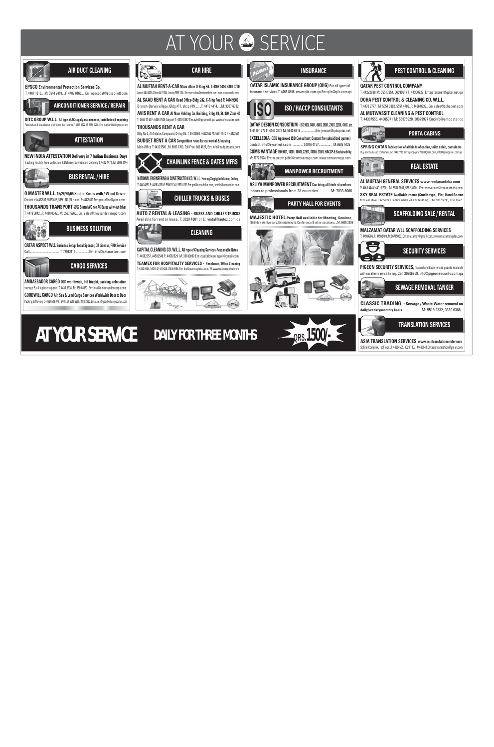# AT YOUR SERVICE

## AIR DUCT CLEANING

**EPSCO Environmental Protection Services Co.**
T: 4487 1616....M: 5544 2418....F: 4487 0166.....Em: epscoqat@epsco-intl.com

## AIRCONDITIONER SERVICE / REPAIR

**OITC GROUP W.L.L. All type of AC supply, maintenance, installation & repairing**
Fabrication & Installation of all kinds duct works T: 4015 0732,M: 5598 7286..Em: midhun@oitcgroup.com

## ATTESTATION

**NEW INDIA ATTESTATION Delivery in 7 Indian Business Days**
Tracking Facility, Free collection & Delivery, payment on Delivery T: 4442 4474, M: 3009 2444

## BUS RENTAL / HIRE

**Q MASTER W.L.L. 15/26/30/65 Seater Buses with / W-out Driver**
Contact # 44432507, 55853616, 55861541 (24 Hours) | F: 44425610 Em: qataroffice@yahoo.com

**THOUSANDS TRANSPORT 60/67 Seated A/C non AC Buses w/ w-out driver**
T: 4418 0042...F: 4418 0042...M: 5587 5266...Em: sales@thousandstransport.com

## BUSINESS SOLUTION

**QATAR ASPECT WLL Business Setup, Local Sponsor, CR License, PRO Service**
Call................................T: 77912119 ...............Em: info@qataraspect.com

## CARGO SERVICES

**AMBASSADOR CARGO D2D worldwide, Intl frieght, packing, relocation**
storage & all logistic support, T: 4437 3338, M: 5500 8857 ,Em: info@ambassadorcargo.com

**GOODWILL CARGO Air, Sea & Land Cargo Services Worldwide Door to Door**
Packing & Moving T: 4462 6549, 4487 8448, M: 3318 8200, 3311 2400, Em: sales@goodwillcargoqatar.com

## CAR HIRE

**AL MUFTAH RENT-A-CAR Main office D-Ring Rd. T: 4463 4444, 4401 0700**
Airport 4463 4433, Al Khor 4411 3344, Leasing 5589 1334, Em: reservations@rentacardoha.com...www.rentacardoha.com

**AL SAAD RENT A CAR Head Office-Bldg: 242, C-Ring Road T: 4444 9300**
Branch-Barwa village, Bldg #17, shop #19.......T: 4415 4414, ...M: 3307 6732

**AVIS RENT A CAR Al Nasr Holding Co. Building, Bldg. 84, St. 820, Zone 40**
T: 4466 7744 F: 4465 7626 Airport T: 4010 8887 Em:avis@qatar.net.qa, www.avisqatar.com

**THOUSANDS RENT A CAR**
Bldg No 3, Al Andalus Compound, D-ring Rd..T: 44422560, 44423562 M: 5551 4510 F: 44423561

**BUDGET RENT A CAR Competitive rates for car rental & leasing**
Main Office T: 4432 5500...M: 6697 1703. Toll Free: 800 4627, Em: info@budgetqatar.com

## CHAINLINK FENCE & GATES MFRS

**NATIONAL ENGINEERING & CONSTRUCTION CO. W.L.L. Fencing Supply/Installation, Drilling**
T: 44434852 F: 44381475 M: 55801134 / 55218289 Em:gm@necodoha.com, admin@necodoha.com

## CHILLER TRUCKS & BUSES

**AUTO Z RENTAL & LEASING - BUSES AND CHILLER TRUCKS**
Available for rent or lease. T: 3320 4301 or E: rental@autoz.com.qa

## CLEANING

**CAPITAL CLEANING CO. W.L.L. All type of Cleaning Services-Reasonable Rates**
T: 44582257, 44582546 F: 44582529 M: 33189899 Em: capitalcleaningwll@gmail.com

**TEAMEX FOR HOSPITALITY SERVICES - Residence / Office Cleaning**
T: 4432 6404, M/JB: 3144 0436, 7004 6594, Em: tho@teamexglobal.com, W: www.teamexglobal.com

## INSURANCE

**QATAR ISLAMIC INSURANCE GROUP (QIIG)** For all types of insurance services.T: 4465 8888. www.qiic.com.qa Em: qiic@qiic.com.qa

## ISO / HACCP CONSULTANTS

**QATAR DESIGN CONSORTIUM - ISO 9001, 14001, 45001, 39001, 27001, 22301, 41001, etc.**
T: 4419 1777 F: 4443 3873 M: 5540 6516 .................Em: jenson@qdcqatar.net

**EXCELLEDIA (QDB Approved ISO Consultant; Contact for subsidized quotes)**
Contact: info@excelledia.com ............T:4016 4157.............. M:6685 4425

**COMS VANTAGE ISO 9001, 14001, 18001, 22301, 31000, 27001, HACCP & Sustainability**
M: 7077 9574..Em: muneesh.pabbi@comsvantage.com..www.comsvantage.com

## MANPOWER RECRUITMENT

**ASLIYA MANPOWER RECRUITMENT Can bring all kinds of workers -**
labors to professionals from 28 countries............ M: 7033 8066

## PARTY HALL FOR EVENTS

**MAJESTIC HOTEL Party Hall available for Meeting, Seminar,**
Birthday, Anniversary, Entertainment, Conference & other occasions....M: 6655 3309

## PEST CONTROL & CLEANING

**QATAR PEST CONTROL COMPANY**
T: 44222888 M: 55517254, 66590617 F: 44368727, Em:qatarpest@qatar.net.qa

**DOHA PEST CONTROL & CLEANING CO. W.L.L.**
T: 4470 9777.. M: 5551 3862, 5551 4709. F: 4436 0838.. Em: sales@dohapest.com

**AL MUTWASSIT CLEANING & PEST CONTROL**
T: 44367555, 44365071 M: 55875920, 30029977 Em:info@amcqatar.co

## PORTA CABINS

**SPRING QATAR Fabrication of all kinds of cabins, toilet cabin, containers**
Buy and Sell used containers. M: 7449 2792, Em: springqatar2018@gmail.com, info@springqatar.com.qa

## REAL ESTATE

**AL MUFTAH GENERAL SERVICES www.rentacardoha.com**
T: 4463 4444/ 4401 0700....M: 5554 2867, 5582 3100....Em:reservations@rentacardoha.com

**SKY REAL ESTATE Available rooms (Studio type), Flat, Hotel Rooms**
for Executive Bachelor / Family inside villa or building.....M: 5057 6993, 3359 8672

## SCAFFOLDING SALE / RENTAL

**MALZAMAT QATAR WLL SCAFFOLDING SERVICES**
T: 44504266, F: 44502489, M:66715063, Em: malzamat@gmail.com..www.malzamatqatar.com

## SECURITY SERVICES

**PIGEON SECURITY SERVICES,** Trained and Experienced guards available with excellent service history. Call 30206959, info@pigeonsecurity.com.qa

## SEWAGE REMOVAL TANKER

**CLASSIC TRADING - Sewage / Waste Water removal on daily/weekly/monthly basis.** ................ M: 5519 2332, 3330 0388

## TRANSLATION SERVICES

**ASIA TRANSLATION SERVICES www.asiatranslationcenter.com**
Sofitel Complex, 1st Floor...T: 44364555, 4029 1307, 44440943 Em:asiatranslation@gmail.com

**AT YOUR SERVICE DAILY FOR THREE MONTHS QRS. 1500/-**